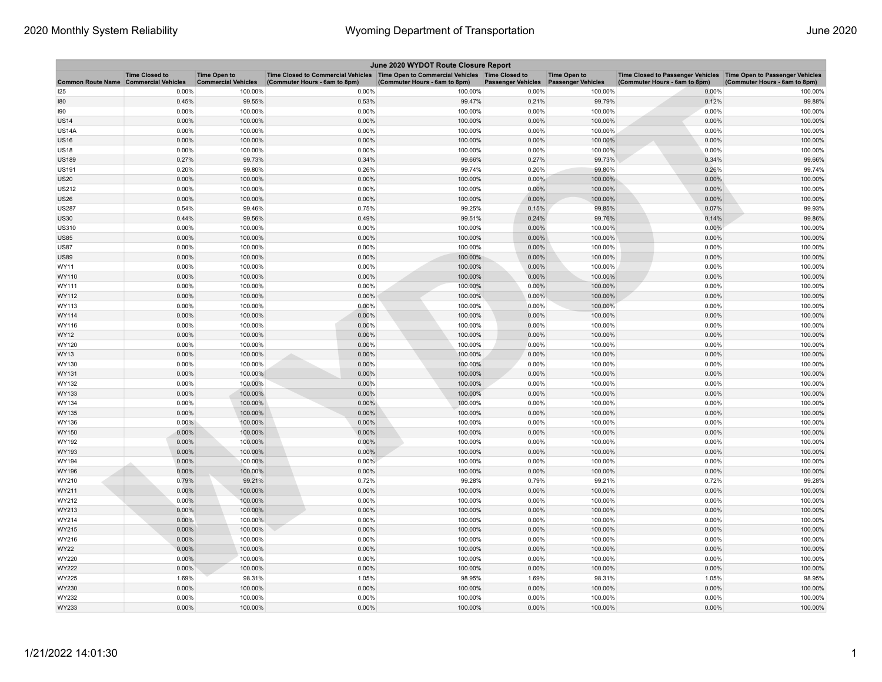| June 2020 WYDOT Route Closure Report | | | | | | | | |
|---|---|---|---|---|---|---|---|---|
| Common Route Name | Time Closed to Commercial Vehicles | Time Open to Commercial Vehicles | Time Closed to Commercial Vehicles (Commuter Hours - 6am to 8pm) | Time Open to Commercial Vehicles (Commuter Hours - 6am to 8pm) | Time Closed to Passenger Vehicles | Time Open to Passenger Vehicles | Time Closed to Passenger Vehicles (Commuter Hours - 6am to 8pm) | Time Open to Passenger Vehicles (Commuter Hours - 6am to 8pm) |
| I25 | 0.00% | 100.00% | 0.00% | 100.00% | 0.00% | 100.00% | 0.00% | 100.00% |
| I80 | 0.45% | 99.55% | 0.53% | 99.47% | 0.21% | 99.79% | 0.12% | 99.88% |
| I90 | 0.00% | 100.00% | 0.00% | 100.00% | 0.00% | 100.00% | 0.00% | 100.00% |
| US14 | 0.00% | 100.00% | 0.00% | 100.00% | 0.00% | 100.00% | 0.00% | 100.00% |
| US14A | 0.00% | 100.00% | 0.00% | 100.00% | 0.00% | 100.00% | 0.00% | 100.00% |
| US16 | 0.00% | 100.00% | 0.00% | 100.00% | 0.00% | 100.00% | 0.00% | 100.00% |
| US18 | 0.00% | 100.00% | 0.00% | 100.00% | 0.00% | 100.00% | 0.00% | 100.00% |
| US189 | 0.27% | 99.73% | 0.34% | 99.66% | 0.27% | 99.73% | 0.34% | 99.66% |
| US191 | 0.20% | 99.80% | 0.26% | 99.74% | 0.20% | 99.80% | 0.26% | 99.74% |
| US20 | 0.00% | 100.00% | 0.00% | 100.00% | 0.00% | 100.00% | 0.00% | 100.00% |
| US212 | 0.00% | 100.00% | 0.00% | 100.00% | 0.00% | 100.00% | 0.00% | 100.00% |
| US26 | 0.00% | 100.00% | 0.00% | 100.00% | 0.00% | 100.00% | 0.00% | 100.00% |
| US287 | 0.54% | 99.46% | 0.75% | 99.25% | 0.15% | 99.85% | 0.07% | 99.93% |
| US30 | 0.44% | 99.56% | 0.49% | 99.51% | 0.24% | 99.76% | 0.14% | 99.86% |
| US310 | 0.00% | 100.00% | 0.00% | 100.00% | 0.00% | 100.00% | 0.00% | 100.00% |
| US85 | 0.00% | 100.00% | 0.00% | 100.00% | 0.00% | 100.00% | 0.00% | 100.00% |
| US87 | 0.00% | 100.00% | 0.00% | 100.00% | 0.00% | 100.00% | 0.00% | 100.00% |
| US89 | 0.00% | 100.00% | 0.00% | 100.00% | 0.00% | 100.00% | 0.00% | 100.00% |
| WY11 | 0.00% | 100.00% | 0.00% | 100.00% | 0.00% | 100.00% | 0.00% | 100.00% |
| WY110 | 0.00% | 100.00% | 0.00% | 100.00% | 0.00% | 100.00% | 0.00% | 100.00% |
| WY111 | 0.00% | 100.00% | 0.00% | 100.00% | 0.00% | 100.00% | 0.00% | 100.00% |
| WY112 | 0.00% | 100.00% | 0.00% | 100.00% | 0.00% | 100.00% | 0.00% | 100.00% |
| WY113 | 0.00% | 100.00% | 0.00% | 100.00% | 0.00% | 100.00% | 0.00% | 100.00% |
| WY114 | 0.00% | 100.00% | 0.00% | 100.00% | 0.00% | 100.00% | 0.00% | 100.00% |
| WY116 | 0.00% | 100.00% | 0.00% | 100.00% | 0.00% | 100.00% | 0.00% | 100.00% |
| WY12 | 0.00% | 100.00% | 0.00% | 100.00% | 0.00% | 100.00% | 0.00% | 100.00% |
| WY120 | 0.00% | 100.00% | 0.00% | 100.00% | 0.00% | 100.00% | 0.00% | 100.00% |
| WY13 | 0.00% | 100.00% | 0.00% | 100.00% | 0.00% | 100.00% | 0.00% | 100.00% |
| WY130 | 0.00% | 100.00% | 0.00% | 100.00% | 0.00% | 100.00% | 0.00% | 100.00% |
| WY131 | 0.00% | 100.00% | 0.00% | 100.00% | 0.00% | 100.00% | 0.00% | 100.00% |
| WY132 | 0.00% | 100.00% | 0.00% | 100.00% | 0.00% | 100.00% | 0.00% | 100.00% |
| WY133 | 0.00% | 100.00% | 0.00% | 100.00% | 0.00% | 100.00% | 0.00% | 100.00% |
| WY134 | 0.00% | 100.00% | 0.00% | 100.00% | 0.00% | 100.00% | 0.00% | 100.00% |
| WY135 | 0.00% | 100.00% | 0.00% | 100.00% | 0.00% | 100.00% | 0.00% | 100.00% |
| WY136 | 0.00% | 100.00% | 0.00% | 100.00% | 0.00% | 100.00% | 0.00% | 100.00% |
| WY150 | 0.00% | 100.00% | 0.00% | 100.00% | 0.00% | 100.00% | 0.00% | 100.00% |
| WY192 | 0.00% | 100.00% | 0.00% | 100.00% | 0.00% | 100.00% | 0.00% | 100.00% |
| WY193 | 0.00% | 100.00% | 0.00% | 100.00% | 0.00% | 100.00% | 0.00% | 100.00% |
| WY194 | 0.00% | 100.00% | 0.00% | 100.00% | 0.00% | 100.00% | 0.00% | 100.00% |
| WY196 | 0.00% | 100.00% | 0.00% | 100.00% | 0.00% | 100.00% | 0.00% | 100.00% |
| WY210 | 0.79% | 99.21% | 0.72% | 99.28% | 0.79% | 99.21% | 0.72% | 99.28% |
| WY211 | 0.00% | 100.00% | 0.00% | 100.00% | 0.00% | 100.00% | 0.00% | 100.00% |
| WY212 | 0.00% | 100.00% | 0.00% | 100.00% | 0.00% | 100.00% | 0.00% | 100.00% |
| WY213 | 0.00% | 100.00% | 0.00% | 100.00% | 0.00% | 100.00% | 0.00% | 100.00% |
| WY214 | 0.00% | 100.00% | 0.00% | 100.00% | 0.00% | 100.00% | 0.00% | 100.00% |
| WY215 | 0.00% | 100.00% | 0.00% | 100.00% | 0.00% | 100.00% | 0.00% | 100.00% |
| WY216 | 0.00% | 100.00% | 0.00% | 100.00% | 0.00% | 100.00% | 0.00% | 100.00% |
| WY22 | 0.00% | 100.00% | 0.00% | 100.00% | 0.00% | 100.00% | 0.00% | 100.00% |
| WY220 | 0.00% | 100.00% | 0.00% | 100.00% | 0.00% | 100.00% | 0.00% | 100.00% |
| WY222 | 0.00% | 100.00% | 0.00% | 100.00% | 0.00% | 100.00% | 0.00% | 100.00% |
| WY225 | 1.69% | 98.31% | 1.05% | 98.95% | 1.69% | 98.31% | 1.05% | 98.95% |
| WY230 | 0.00% | 100.00% | 0.00% | 100.00% | 0.00% | 100.00% | 0.00% | 100.00% |
| WY232 | 0.00% | 100.00% | 0.00% | 100.00% | 0.00% | 100.00% | 0.00% | 100.00% |
| WY233 | 0.00% | 100.00% | 0.00% | 100.00% | 0.00% | 100.00% | 0.00% | 100.00% |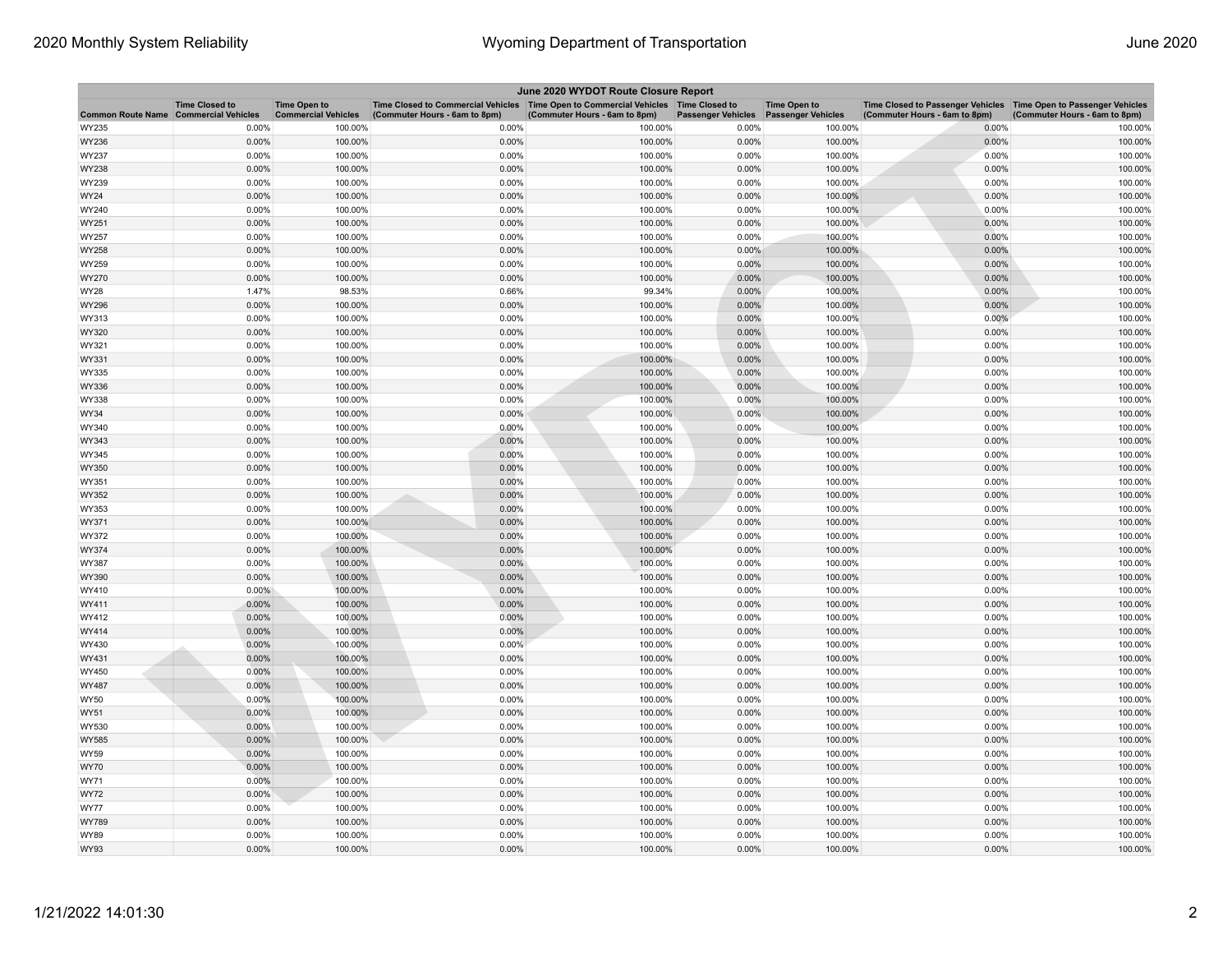| June 2020 WYDOT Route Closure Report | | | | | | | | |
|---|---|---|---|---|---|---|---|---|
| Common Route Name | Time Closed to Commercial Vehicles | Time Open to Commercial Vehicles | Time Closed to Commercial Vehicles (Commuter Hours - 6am to 8pm) | Time Open to Commercial Vehicles (Commuter Hours - 6am to 8pm) | Time Closed to Passenger Vehicles | Time Open to Passenger Vehicles | Time Closed to Passenger Vehicles (Commuter Hours - 6am to 8pm) | Time Open to Passenger Vehicles (Commuter Hours - 6am to 8pm) |
| WY235 | 0.00% | 100.00% | 0.00% | 100.00% | 0.00% | 100.00% | 0.00% | 100.00% |
| WY236 | 0.00% | 100.00% | 0.00% | 100.00% | 0.00% | 100.00% | 0.00% | 100.00% |
| WY237 | 0.00% | 100.00% | 0.00% | 100.00% | 0.00% | 100.00% | 0.00% | 100.00% |
| WY238 | 0.00% | 100.00% | 0.00% | 100.00% | 0.00% | 100.00% | 0.00% | 100.00% |
| WY239 | 0.00% | 100.00% | 0.00% | 100.00% | 0.00% | 100.00% | 0.00% | 100.00% |
| WY24 | 0.00% | 100.00% | 0.00% | 100.00% | 0.00% | 100.00% | 0.00% | 100.00% |
| WY240 | 0.00% | 100.00% | 0.00% | 100.00% | 0.00% | 100.00% | 0.00% | 100.00% |
| WY251 | 0.00% | 100.00% | 0.00% | 100.00% | 0.00% | 100.00% | 0.00% | 100.00% |
| WY257 | 0.00% | 100.00% | 0.00% | 100.00% | 0.00% | 100.00% | 0.00% | 100.00% |
| WY258 | 0.00% | 100.00% | 0.00% | 100.00% | 0.00% | 100.00% | 0.00% | 100.00% |
| WY259 | 0.00% | 100.00% | 0.00% | 100.00% | 0.00% | 100.00% | 0.00% | 100.00% |
| WY270 | 0.00% | 100.00% | 0.00% | 100.00% | 0.00% | 100.00% | 0.00% | 100.00% |
| WY28 | 1.47% | 98.53% | 0.66% | 99.34% | 0.00% | 100.00% | 0.00% | 100.00% |
| WY296 | 0.00% | 100.00% | 0.00% | 100.00% | 0.00% | 100.00% | 0.00% | 100.00% |
| WY313 | 0.00% | 100.00% | 0.00% | 100.00% | 0.00% | 100.00% | 0.00% | 100.00% |
| WY320 | 0.00% | 100.00% | 0.00% | 100.00% | 0.00% | 100.00% | 0.00% | 100.00% |
| WY321 | 0.00% | 100.00% | 0.00% | 100.00% | 0.00% | 100.00% | 0.00% | 100.00% |
| WY331 | 0.00% | 100.00% | 0.00% | 100.00% | 0.00% | 100.00% | 0.00% | 100.00% |
| WY335 | 0.00% | 100.00% | 0.00% | 100.00% | 0.00% | 100.00% | 0.00% | 100.00% |
| WY336 | 0.00% | 100.00% | 0.00% | 100.00% | 0.00% | 100.00% | 0.00% | 100.00% |
| WY338 | 0.00% | 100.00% | 0.00% | 100.00% | 0.00% | 100.00% | 0.00% | 100.00% |
| WY34 | 0.00% | 100.00% | 0.00% | 100.00% | 0.00% | 100.00% | 0.00% | 100.00% |
| WY340 | 0.00% | 100.00% | 0.00% | 100.00% | 0.00% | 100.00% | 0.00% | 100.00% |
| WY343 | 0.00% | 100.00% | 0.00% | 100.00% | 0.00% | 100.00% | 0.00% | 100.00% |
| WY345 | 0.00% | 100.00% | 0.00% | 100.00% | 0.00% | 100.00% | 0.00% | 100.00% |
| WY350 | 0.00% | 100.00% | 0.00% | 100.00% | 0.00% | 100.00% | 0.00% | 100.00% |
| WY351 | 0.00% | 100.00% | 0.00% | 100.00% | 0.00% | 100.00% | 0.00% | 100.00% |
| WY352 | 0.00% | 100.00% | 0.00% | 100.00% | 0.00% | 100.00% | 0.00% | 100.00% |
| WY353 | 0.00% | 100.00% | 0.00% | 100.00% | 0.00% | 100.00% | 0.00% | 100.00% |
| WY371 | 0.00% | 100.00% | 0.00% | 100.00% | 0.00% | 100.00% | 0.00% | 100.00% |
| WY372 | 0.00% | 100.00% | 0.00% | 100.00% | 0.00% | 100.00% | 0.00% | 100.00% |
| WY374 | 0.00% | 100.00% | 0.00% | 100.00% | 0.00% | 100.00% | 0.00% | 100.00% |
| WY387 | 0.00% | 100.00% | 0.00% | 100.00% | 0.00% | 100.00% | 0.00% | 100.00% |
| WY390 | 0.00% | 100.00% | 0.00% | 100.00% | 0.00% | 100.00% | 0.00% | 100.00% |
| WY410 | 0.00% | 100.00% | 0.00% | 100.00% | 0.00% | 100.00% | 0.00% | 100.00% |
| WY411 | 0.00% | 100.00% | 0.00% | 100.00% | 0.00% | 100.00% | 0.00% | 100.00% |
| WY412 | 0.00% | 100.00% | 0.00% | 100.00% | 0.00% | 100.00% | 0.00% | 100.00% |
| WY414 | 0.00% | 100.00% | 0.00% | 100.00% | 0.00% | 100.00% | 0.00% | 100.00% |
| WY430 | 0.00% | 100.00% | 0.00% | 100.00% | 0.00% | 100.00% | 0.00% | 100.00% |
| WY431 | 0.00% | 100.00% | 0.00% | 100.00% | 0.00% | 100.00% | 0.00% | 100.00% |
| WY450 | 0.00% | 100.00% | 0.00% | 100.00% | 0.00% | 100.00% | 0.00% | 100.00% |
| WY487 | 0.00% | 100.00% | 0.00% | 100.00% | 0.00% | 100.00% | 0.00% | 100.00% |
| WY50 | 0.00% | 100.00% | 0.00% | 100.00% | 0.00% | 100.00% | 0.00% | 100.00% |
| WY51 | 0.00% | 100.00% | 0.00% | 100.00% | 0.00% | 100.00% | 0.00% | 100.00% |
| WY530 | 0.00% | 100.00% | 0.00% | 100.00% | 0.00% | 100.00% | 0.00% | 100.00% |
| WY585 | 0.00% | 100.00% | 0.00% | 100.00% | 0.00% | 100.00% | 0.00% | 100.00% |
| WY59 | 0.00% | 100.00% | 0.00% | 100.00% | 0.00% | 100.00% | 0.00% | 100.00% |
| WY70 | 0.00% | 100.00% | 0.00% | 100.00% | 0.00% | 100.00% | 0.00% | 100.00% |
| WY71 | 0.00% | 100.00% | 0.00% | 100.00% | 0.00% | 100.00% | 0.00% | 100.00% |
| WY72 | 0.00% | 100.00% | 0.00% | 100.00% | 0.00% | 100.00% | 0.00% | 100.00% |
| WY77 | 0.00% | 100.00% | 0.00% | 100.00% | 0.00% | 100.00% | 0.00% | 100.00% |
| WY789 | 0.00% | 100.00% | 0.00% | 100.00% | 0.00% | 100.00% | 0.00% | 100.00% |
| WY89 | 0.00% | 100.00% | 0.00% | 100.00% | 0.00% | 100.00% | 0.00% | 100.00% |
| WY93 | 0.00% | 100.00% | 0.00% | 100.00% | 0.00% | 100.00% | 0.00% | 100.00% |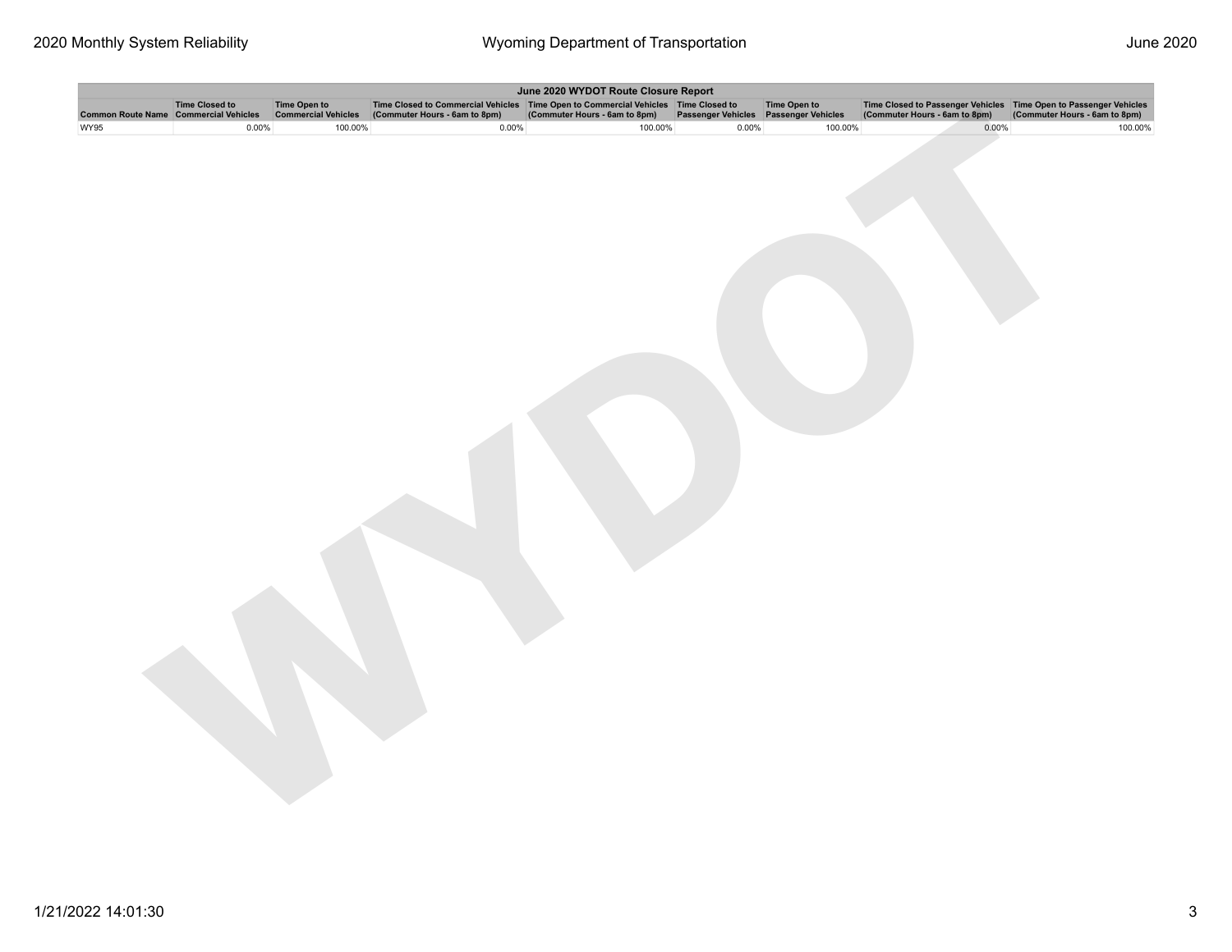| June 2020 WYDOT Route Closure Report | | | | | | | | |
|---|---|---|---|---|---|---|---|---|
| Common Route Name | Time Closed to Commercial Vehicles | Time Open to Commercial Vehicles | Time Closed to Commercial Vehicles (Commuter Hours - 6am to 8pm) | Time Open to Commercial Vehicles (Commuter Hours - 6am to 8pm) | Time Closed to Passenger Vehicles | Time Open to Passenger Vehicles | Time Closed to Passenger Vehicles (Commuter Hours - 6am to 8pm) | Time Open to Passenger Vehicles (Commuter Hours - 6am to 8pm) |
| WY95 | 0.00% | 100.00% | 0.00% | 100.00% | 0.00% | 100.00% | 0.00% | 100.00% |